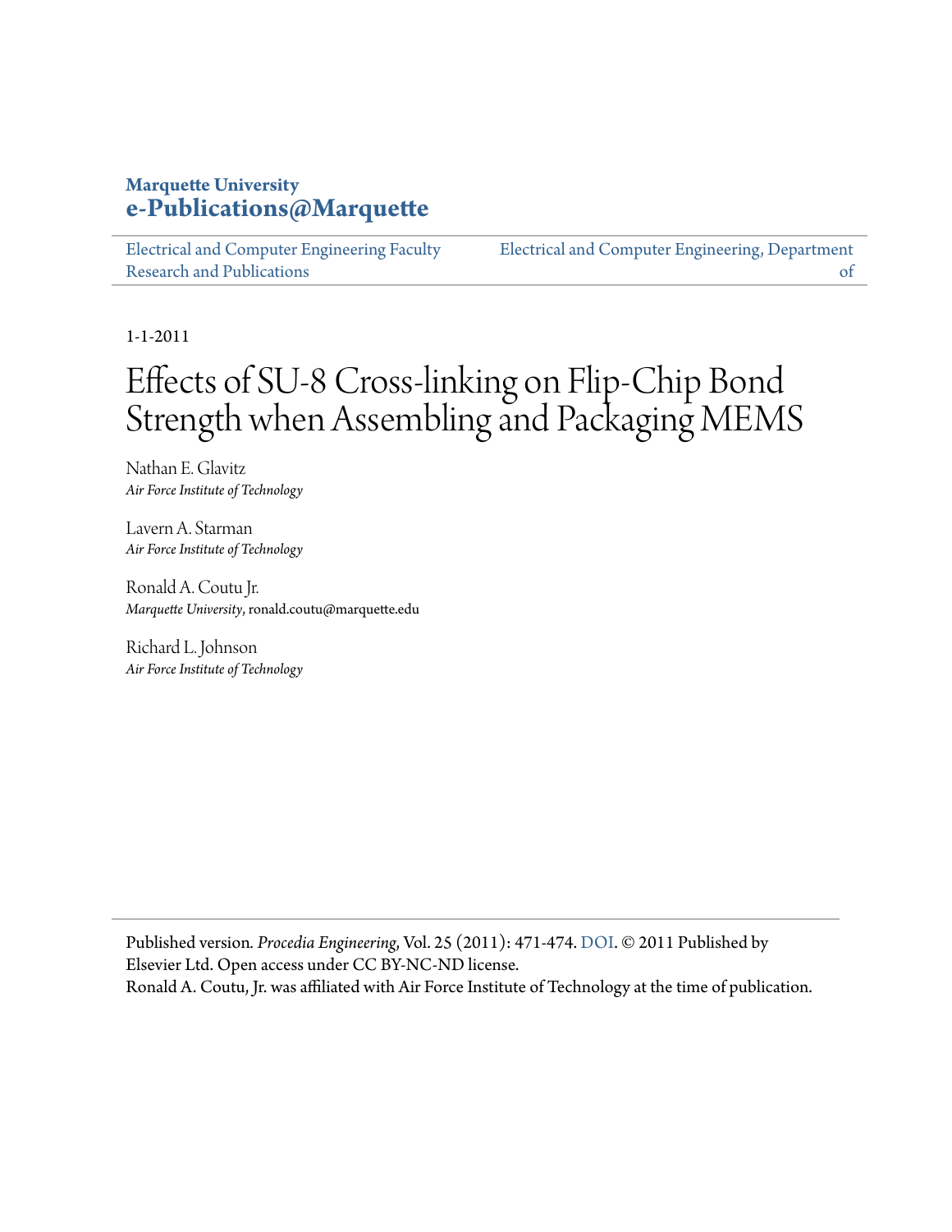**Marquette University**
**e-Publications@Marquette**

Electrical and Computer Engineering Faculty Research and Publications | Electrical and Computer Engineering, Department of

1-1-2011

# Effects of SU-8 Cross-linking on Flip-Chip Bond Strength when Assembling and Packaging MEMS

Nathan E. Glavitz
*Air Force Institute of Technology*

Lavern A. Starman
*Air Force Institute of Technology*

Ronald A. Coutu Jr.
*Marquette University*, ronald.coutu@marquette.edu

Richard L. Johnson
*Air Force Institute of Technology*

Published version. *Procedia Engineering*, Vol. 25 (2011): 471-474. DOI. © 2011 Published by Elsevier Ltd. Open access under CC BY-NC-ND license.
Ronald A. Coutu, Jr. was affiliated with Air Force Institute of Technology at the time of publication.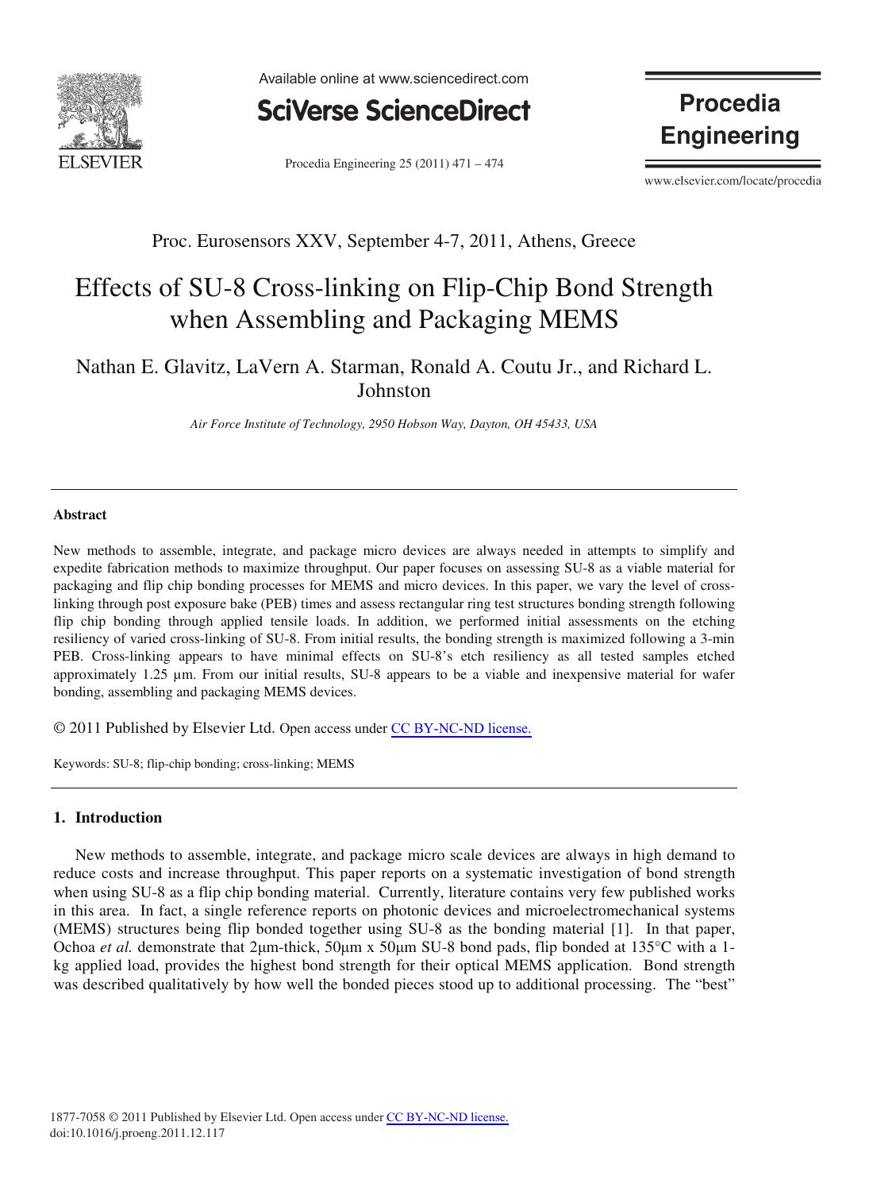Proc. Eurosensors XXV, September 4-7, 2011, Athens, Greece

# Effects of SU-8 Cross-linking on Flip-Chip Bond Strength when Assembling and Packaging MEMS

Nathan E. Glavitz, LaVern A. Starman, Ronald A. Coutu Jr., and Richard L. Johnston

*Air Force Institute of Technology, 2950 Hobson Way, Dayton, OH 45433, USA*

---

### Abstract

New methods to assemble, integrate, and package micro devices are always needed in attempts to simplify and expedite fabrication methods to maximize throughput. Our paper focuses on assessing SU-8 as a viable material for packaging and flip chip bonding processes for MEMS and micro devices. In this paper, we vary the level of cross-linking through post exposure bake (PEB) times and assess rectangular ring test structures bonding strength following flip chip bonding through applied tensile loads. In addition, we performed initial assessments on the etching resiliency of varied cross-linking of SU-8. From initial results, the bonding strength is maximized following a 3-min PEB. Cross-linking appears to have minimal effects on SU-8's etch resiliency as all tested samples etched approximately 1.25 µm. From our initial results, SU-8 appears to be a viable and inexpensive material for wafer bonding, assembling and packaging MEMS devices.

© 2011 Published by Elsevier Ltd. Open access under CC BY-NC-ND license.

Keywords: SU-8; flip-chip bonding; cross-linking; MEMS

---

## 1. Introduction

New methods to assemble, integrate, and package micro scale devices are always in high demand to reduce costs and increase throughput. This paper reports on a systematic investigation of bond strength when using SU-8 as a flip chip bonding material. Currently, literature contains very few published works in this area. In fact, a single reference reports on photonic devices and microelectromechanical systems (MEMS) structures being flip bonded together using SU-8 as the bonding material [1]. In that paper, Ochoa *et al.* demonstrate that 2µm-thick, 50µm x 50µm SU-8 bond pads, flip bonded at 135°C with a 1-kg applied load, provides the highest bond strength for their optical MEMS application. Bond strength was described qualitatively by how well the bonded pieces stood up to additional processing. The "best"

1877-7058 © 2011 Published by Elsevier Ltd. Open access under CC BY-NC-ND license.
doi:10.1016/j.proeng.2011.12.117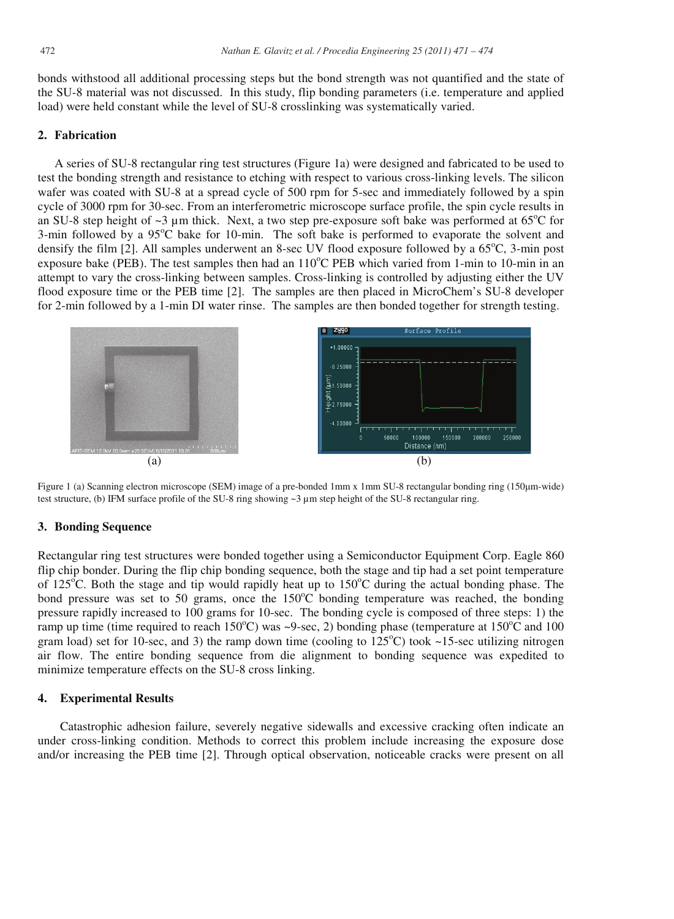bonds withstood all additional processing steps but the bond strength was not quantified and the state of the SU-8 material was not discussed. In this study, flip bonding parameters (i.e. temperature and applied load) were held constant while the level of SU-8 crosslinking was systematically varied.

## 2. Fabrication

A series of SU-8 rectangular ring test structures (Figure 1a) were designed and fabricated to be used to test the bonding strength and resistance to etching with respect to various cross-linking levels. The silicon wafer was coated with SU-8 at a spread cycle of 500 rpm for 5-sec and immediately followed by a spin cycle of 3000 rpm for 30-sec. From an interferometric microscope surface profile, the spin cycle results in an SU-8 step height of ~3 µm thick. Next, a two step pre-exposure soft bake was performed at 65°C for 3-min followed by a 95°C bake for 10-min. The soft bake is performed to evaporate the solvent and densify the film [2]. All samples underwent an 8-sec UV flood exposure followed by a 65°C, 3-min post exposure bake (PEB). The test samples then had an 110°C PEB which varied from 1-min to 10-min in an attempt to vary the cross-linking between samples. Cross-linking is controlled by adjusting either the UV flood exposure time or the PEB time [2]. The samples are then placed in MicroChem's SU-8 developer for 2-min followed by a 1-min DI water rinse. The samples are then bonded together for strength testing.

(a)

(b)

Figure 1 (a) Scanning electron microscope (SEM) image of a pre-bonded 1mm x 1mm SU-8 rectangular bonding ring (150µm-wide) test structure, (b) IFM surface profile of the SU-8 ring showing ~3 µm step height of the SU-8 rectangular ring.

## 3. Bonding Sequence

Rectangular ring test structures were bonded together using a Semiconductor Equipment Corp. Eagle 860 flip chip bonder. During the flip chip bonding sequence, both the stage and tip had a set point temperature of 125°C. Both the stage and tip would rapidly heat up to 150°C during the actual bonding phase. The bond pressure was set to 50 grams, once the 150°C bonding temperature was reached, the bonding pressure rapidly increased to 100 grams for 10-sec. The bonding cycle is composed of three steps: 1) the ramp up time (time required to reach 150°C) was ~9-sec, 2) bonding phase (temperature at 150°C and 100 gram load) set for 10-sec, and 3) the ramp down time (cooling to 125°C) took ~15-sec utilizing nitrogen air flow. The entire bonding sequence from die alignment to bonding sequence was expedited to minimize temperature effects on the SU-8 cross linking.

## 4. Experimental Results

Catastrophic adhesion failure, severely negative sidewalls and excessive cracking often indicate an under cross-linking condition. Methods to correct this problem include increasing the exposure dose and/or increasing the PEB time [2]. Through optical observation, noticeable cracks were present on all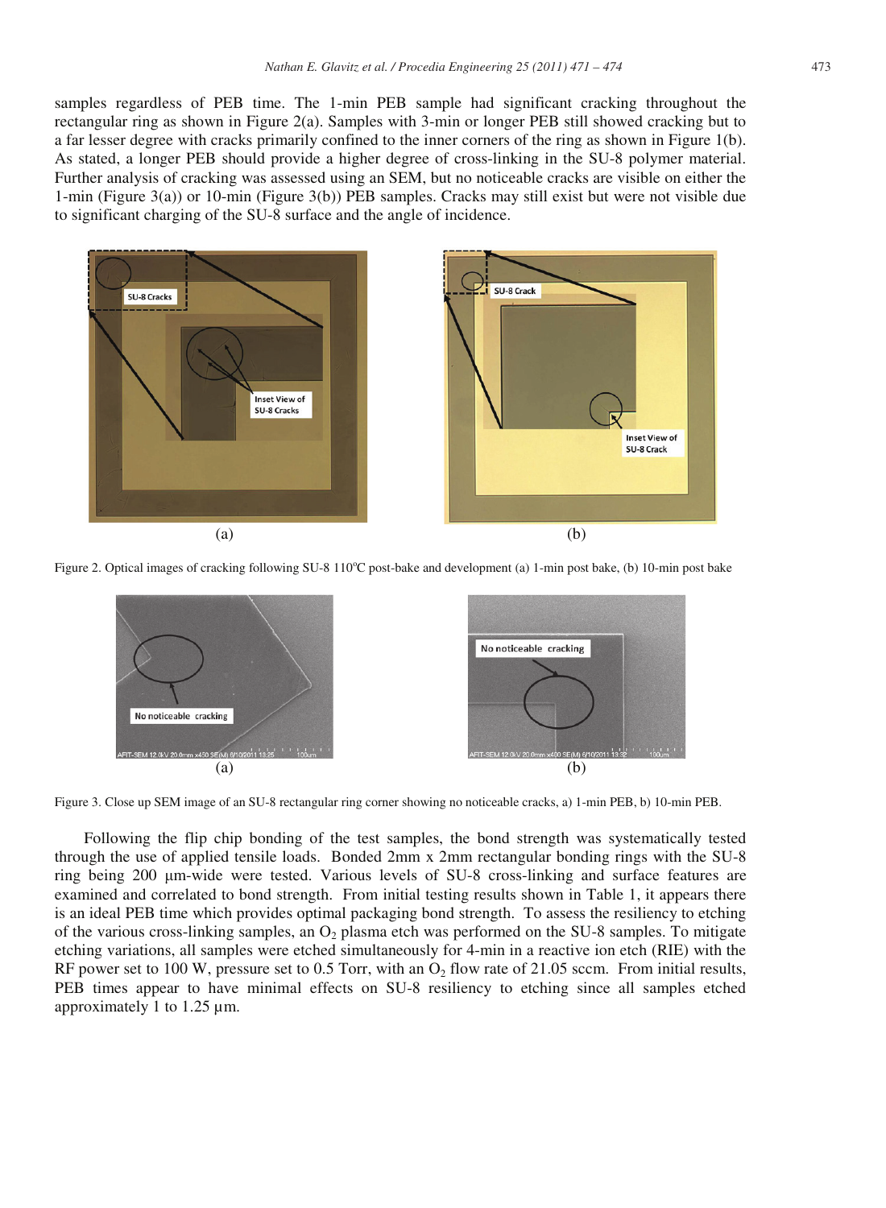samples regardless of PEB time. The 1-min PEB sample had significant cracking throughout the rectangular ring as shown in Figure 2(a). Samples with 3-min or longer PEB still showed cracking but to a far lesser degree with cracks primarily confined to the inner corners of the ring as shown in Figure 1(b). As stated, a longer PEB should provide a higher degree of cross-linking in the SU-8 polymer material. Further analysis of cracking was assessed using an SEM, but no noticeable cracks are visible on either the 1-min (Figure 3(a)) or 10-min (Figure 3(b)) PEB samples. Cracks may still exist but were not visible due to significant charging of the SU-8 surface and the angle of incidence.

Figure 2. Optical images of cracking following SU-8 110°C post-bake and development (a) 1-min post bake, (b) 10-min post bake

Figure 3. Close up SEM image of an SU-8 rectangular ring corner showing no noticeable cracks, a) 1-min PEB, b) 10-min PEB.

Following the flip chip bonding of the test samples, the bond strength was systematically tested through the use of applied tensile loads. Bonded 2mm x 2mm rectangular bonding rings with the SU-8 ring being 200 µm-wide were tested. Various levels of SU-8 cross-linking and surface features are examined and correlated to bond strength. From initial testing results shown in Table 1, it appears there is an ideal PEB time which provides optimal packaging bond strength. To assess the resiliency to etching of the various cross-linking samples, an $O_2$ plasma etch was performed on the SU-8 samples. To mitigate etching variations, all samples were etched simultaneously for 4-min in a reactive ion etch (RIE) with the RF power set to 100 W, pressure set to 0.5 Torr, with an $O_2$ flow rate of 21.05 sccm. From initial results, PEB times appear to have minimal effects on SU-8 resiliency to etching since all samples etched approximately 1 to 1.25 µm.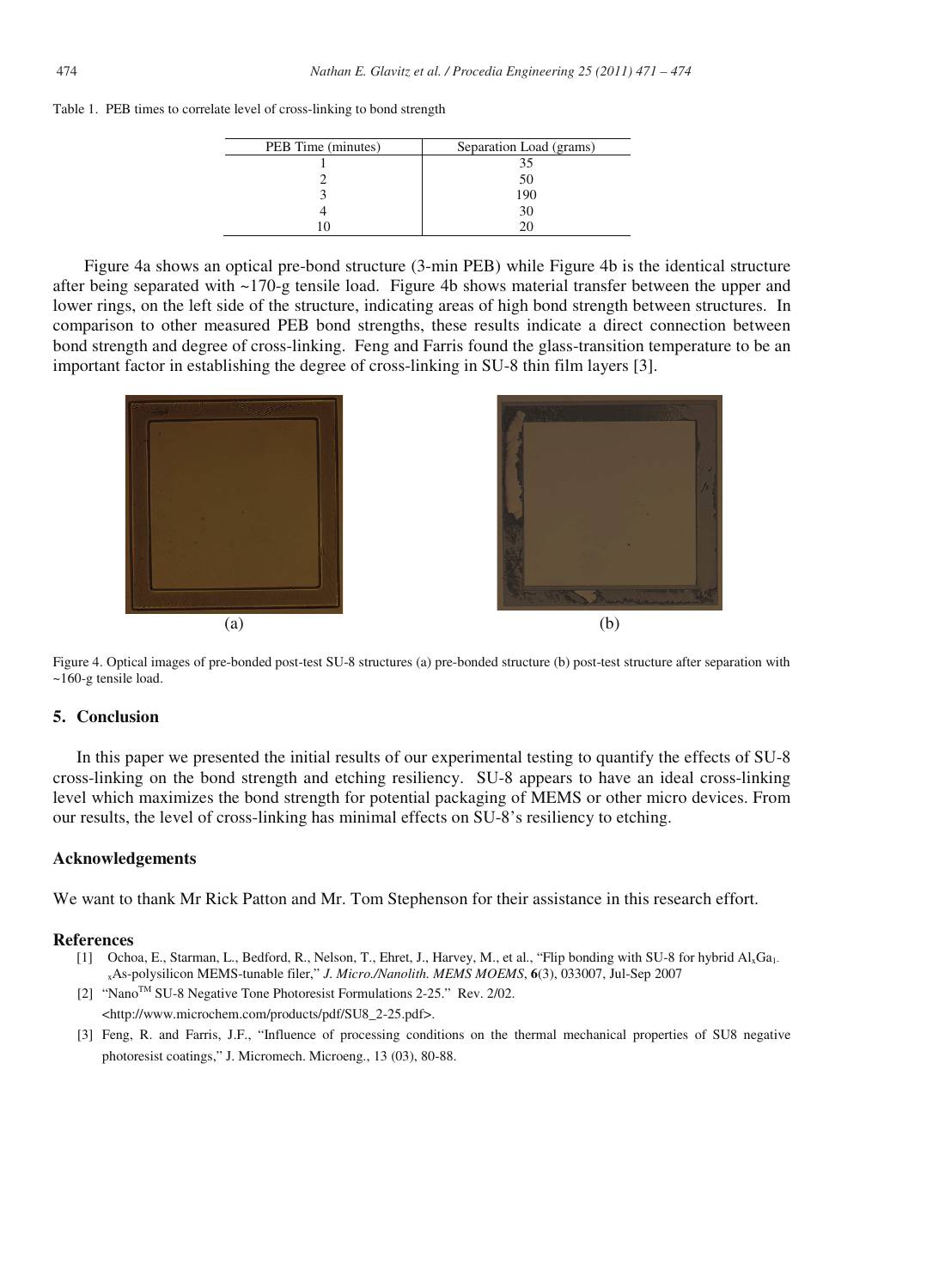Table 1. PEB times to correlate level of cross-linking to bond strength

| PEB Time (minutes) | Separation Load (grams) |
|---|---|
| 1 | 35 |
| 2 | 50 |
| 3 | 190 |
| 4 | 30 |
| 10 | 20 |

Figure 4a shows an optical pre-bond structure (3-min PEB) while Figure 4b is the identical structure after being separated with ~170-g tensile load. Figure 4b shows material transfer between the upper and lower rings, on the left side of the structure, indicating areas of high bond strength between structures. In comparison to other measured PEB bond strengths, these results indicate a direct connection between bond strength and degree of cross-linking. Feng and Farris found the glass-transition temperature to be an important factor in establishing the degree of cross-linking in SU-8 thin film layers [3].

(a)

(b)

Figure 4. Optical images of pre-bonded post-test SU-8 structures (a) pre-bonded structure (b) post-test structure after separation with ~160-g tensile load.

## 5. Conclusion

In this paper we presented the initial results of our experimental testing to quantify the effects of SU-8 cross-linking on the bond strength and etching resiliency. SU-8 appears to have an ideal cross-linking level which maximizes the bond strength for potential packaging of MEMS or other micro devices. From our results, the level of cross-linking has minimal effects on SU-8's resiliency to etching.

### Acknowledgements

We want to thank Mr Rick Patton and Mr. Tom Stephenson for their assistance in this research effort.

### References

[1] Ochoa, E., Starman, L., Bedford, R., Nelson, T., Ehret, J., Harvey, M., et al., "Flip bonding with SU-8 for hybrid $Al_xGa_{1-x}As$-polysilicon MEMS-tunable filer," *J. Micro./Nanolith. MEMS MOEMS*, **6**(3), 033007, Jul-Sep 2007

[2] "Nano™ SU-8 Negative Tone Photoresist Formulations 2-25." Rev. 2/02. <http://www.microchem.com/products/pdf/SU8_2-25.pdf>.

[3] Feng, R. and Farris, J.F., "Influence of processing conditions on the thermal mechanical properties of SU8 negative photoresist coatings," J. Micromech. Microeng., 13 (03), 80-88.